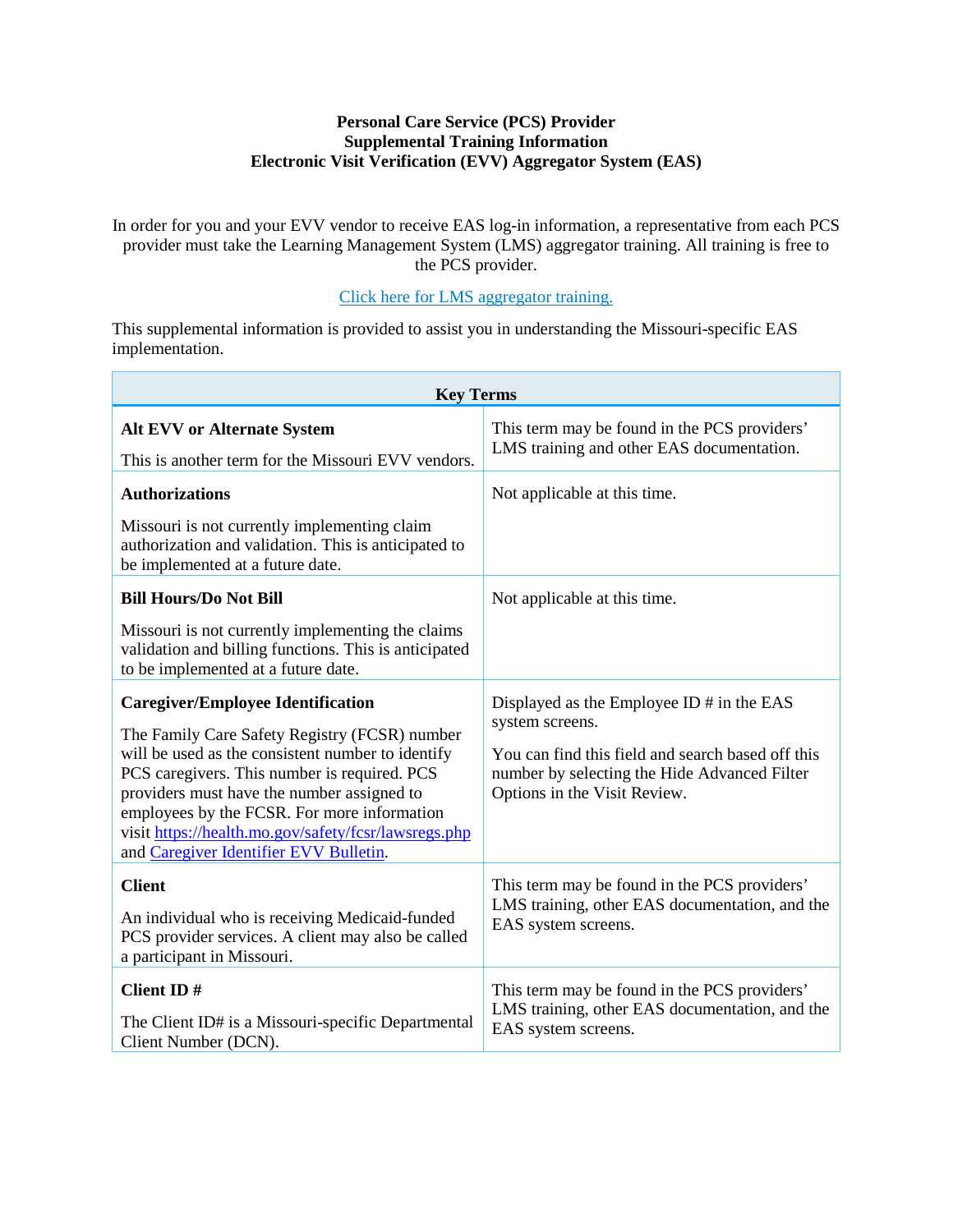**Personal Care Service (PCS) Provider**
**Supplemental Training Information**
**Electronic Visit Verification (EVV) Aggregator System (EAS)**

In order for you and your EVV vendor to receive EAS log-in information, a representative from each PCS provider must take the Learning Management System (LMS) aggregator training. All training is free to the PCS provider.

Click here for LMS aggregator training.

This supplemental information is provided to assist you in understanding the Missouri-specific EAS implementation.

| Key Terms | |
|---|---|
| **Alt EVV or Alternate System**<br><br>This is another term for the Missouri EVV vendors. | This term may be found in the PCS providers' LMS training and other EAS documentation. |
| **Authorizations**<br><br>Missouri is not currently implementing claim authorization and validation. This is anticipated to be implemented at a future date. | Not applicable at this time. |
| **Bill Hours/Do Not Bill**<br><br>Missouri is not currently implementing the claims validation and billing functions. This is anticipated to be implemented at a future date. | Not applicable at this time. |
| **Caregiver/Employee Identification**<br><br>The Family Care Safety Registry (FCSR) number will be used as the consistent number to identify PCS caregivers. This number is required. PCS providers must have the number assigned to employees by the FCSR. For more information visit https://health.mo.gov/safety/fcsr/lawsregs.php and Caregiver Identifier EVV Bulletin. | Displayed as the Employee ID # in the EAS system screens.<br><br>You can find this field and search based off this number by selecting the Hide Advanced Filter Options in the Visit Review. |
| **Client**<br><br>An individual who is receiving Medicaid-funded PCS provider services. A client may also be called a participant in Missouri. | This term may be found in the PCS providers' LMS training, other EAS documentation, and the EAS system screens. |
| **Client ID #**<br><br>The Client ID# is a Missouri-specific Departmental Client Number (DCN). | This term may be found in the PCS providers' LMS training, other EAS documentation, and the EAS system screens. |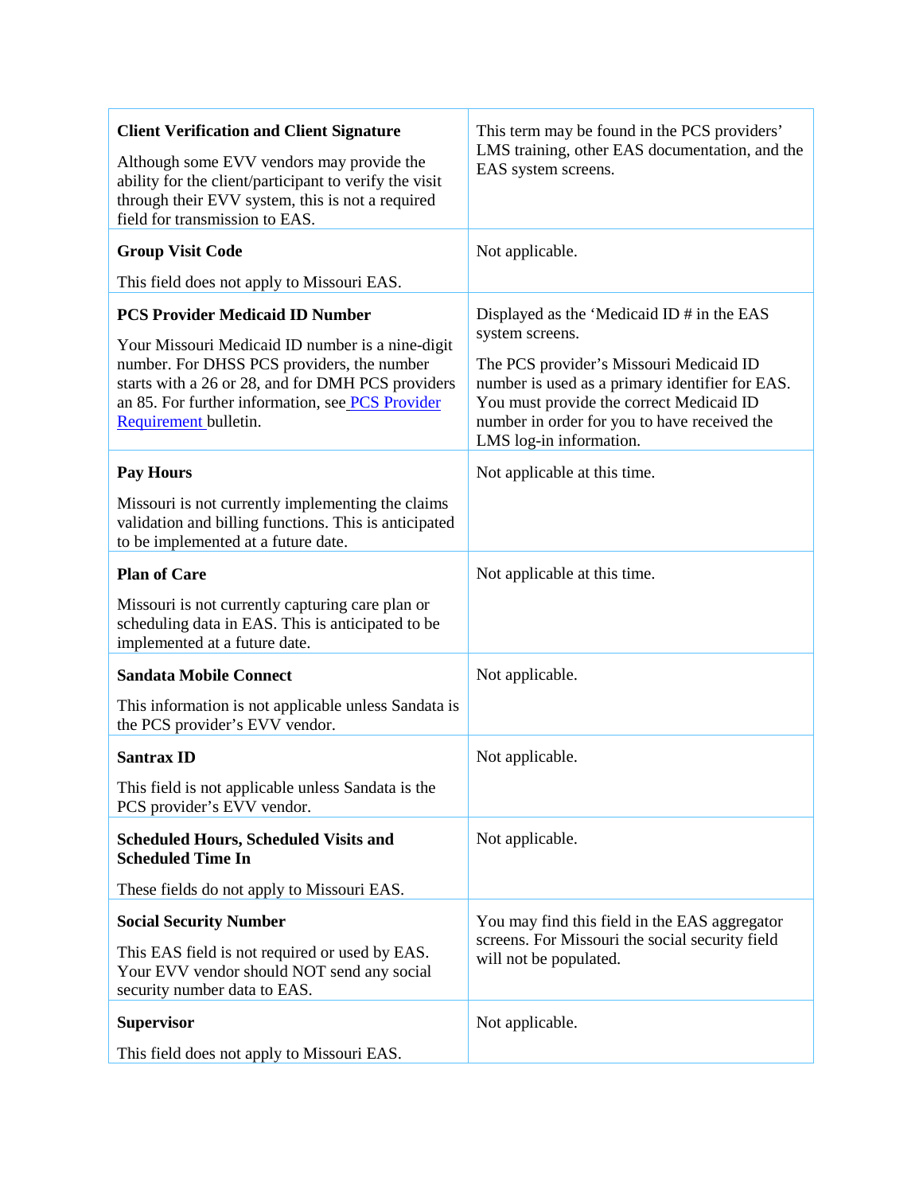| | |
|---|---|
| **Client Verification and Client Signature**<br><br>Although some EVV vendors may provide the ability for the client/participant to verify the visit through their EVV system, this is not a required field for transmission to EAS. | This term may be found in the PCS providers' LMS training, other EAS documentation, and the EAS system screens. |
| **Group Visit Code**<br><br>This field does not apply to Missouri EAS. | Not applicable. |
| **PCS Provider Medicaid ID Number**<br><br>Your Missouri Medicaid ID number is a nine-digit number. For DHSS PCS providers, the number starts with a 26 or 28, and for DMH PCS providers an 85. For further information, see [PCS Provider Requirement](#) bulletin. | Displayed as the 'Medicaid ID # in the EAS system screens.<br><br>The PCS provider's Missouri Medicaid ID number is used as a primary identifier for EAS. You must provide the correct Medicaid ID number in order for you to have received the LMS log-in information. |
| **Pay Hours**<br><br>Missouri is not currently implementing the claims validation and billing functions. This is anticipated to be implemented at a future date. | Not applicable at this time. |
| **Plan of Care**<br><br>Missouri is not currently capturing care plan or scheduling data in EAS. This is anticipated to be implemented at a future date. | Not applicable at this time. |
| **Sandata Mobile Connect**<br><br>This information is not applicable unless Sandata is the PCS provider's EVV vendor. | Not applicable. |
| **Santrax ID**<br><br>This field is not applicable unless Sandata is the PCS provider's EVV vendor. | Not applicable. |
| **Scheduled Hours, Scheduled Visits and Scheduled Time In**<br><br>These fields do not apply to Missouri EAS. | Not applicable. |
| **Social Security Number**<br><br>This EAS field is not required or used by EAS. Your EVV vendor should NOT send any social security number data to EAS. | You may find this field in the EAS aggregator screens. For Missouri the social security field will not be populated. |
| **Supervisor**<br><br>This field does not apply to Missouri EAS. | Not applicable. |